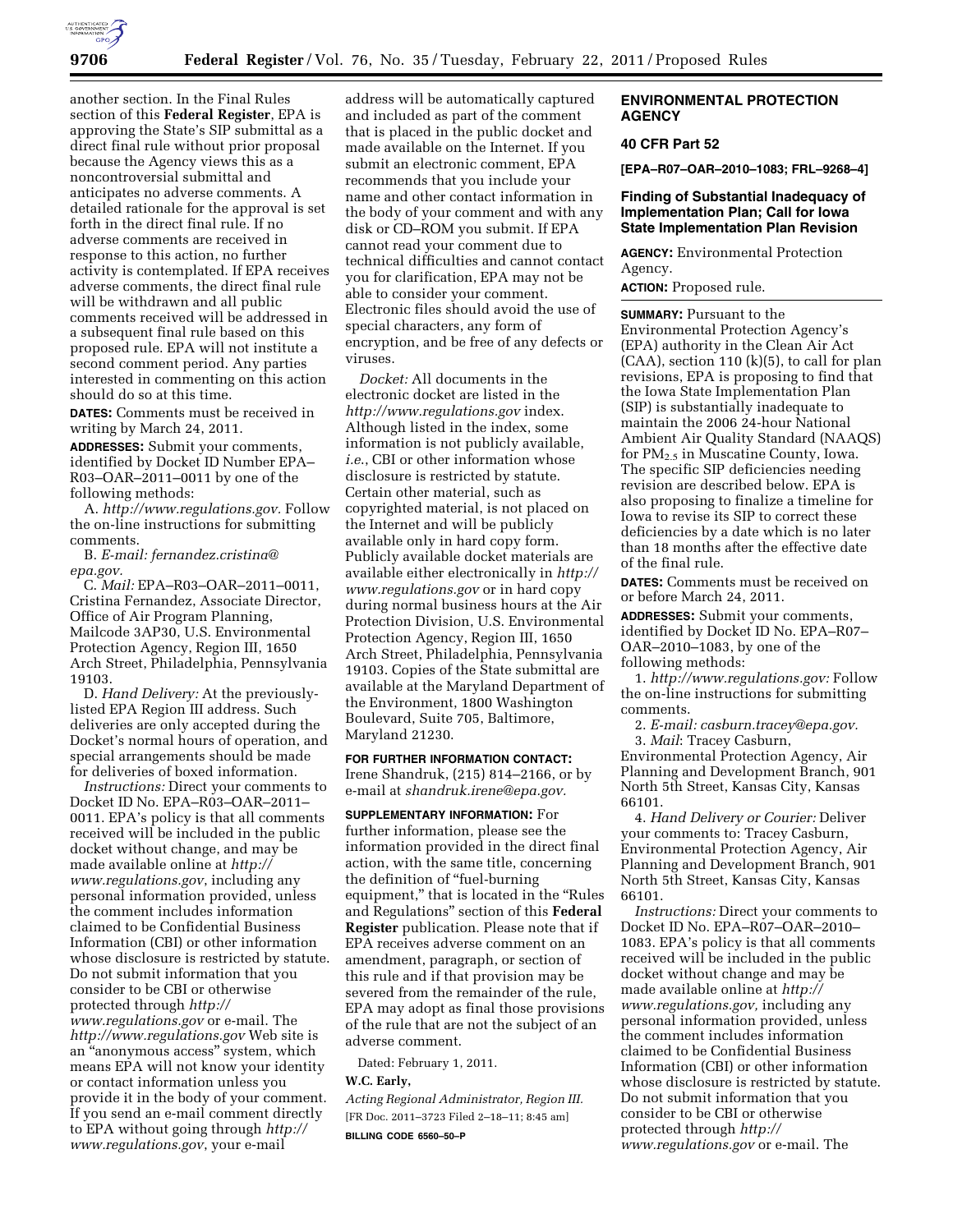another section. In the Final Rules section of this **Federal Register**, EPA is approving the State's SIP submittal as a direct final rule without prior proposal because the Agency views this as a noncontroversial submittal and anticipates no adverse comments. A detailed rationale for the approval is set forth in the direct final rule. If no adverse comments are received in response to this action, no further activity is contemplated. If EPA receives adverse comments, the direct final rule will be withdrawn and all public comments received will be addressed in a subsequent final rule based on this proposed rule. EPA will not institute a second comment period. Any parties interested in commenting on this action should do so at this time.

**DATES:** Comments must be received in writing by March 24, 2011.

**ADDRESSES:** Submit your comments, identified by Docket ID Number EPA–R03–OAR–2011–0011 by one of the following methods:

A. *http://www.regulations.gov.* Follow the on-line instructions for submitting comments.

B. *E-mail: fernandez.cristina@epa.gov.*

C. *Mail:* EPA–R03–OAR–2011–0011, Cristina Fernandez, Associate Director, Office of Air Program Planning, Mailcode 3AP30, U.S. Environmental Protection Agency, Region III, 1650 Arch Street, Philadelphia, Pennsylvania 19103.

D. *Hand Delivery:* At the previously-listed EPA Region III address. Such deliveries are only accepted during the Docket's normal hours of operation, and special arrangements should be made for deliveries of boxed information.

*Instructions:* Direct your comments to Docket ID No. EPA–R03–OAR–2011–0011. EPA's policy is that all comments received will be included in the public docket without change, and may be made available online at *http://www.regulations.gov*, including any personal information provided, unless the comment includes information claimed to be Confidential Business Information (CBI) or other information whose disclosure is restricted by statute. Do not submit information that you consider to be CBI or otherwise protected through *http://www.regulations.gov* or e-mail. The *http://www.regulations.gov* Web site is an "anonymous access" system, which means EPA will not know your identity or contact information unless you provide it in the body of your comment. If you send an e-mail comment directly to EPA without going through *http://www.regulations.gov*, your e-mail address will be automatically captured and included as part of the comment that is placed in the public docket and made available on the Internet. If you submit an electronic comment, EPA recommends that you include your name and other contact information in the body of your comment and with any disk or CD–ROM you submit. If EPA cannot read your comment due to technical difficulties and cannot contact you for clarification, EPA may not be able to consider your comment. Electronic files should avoid the use of special characters, any form of encryption, and be free of any defects or viruses.

*Docket:* All documents in the electronic docket are listed in the *http://www.regulations.gov* index. Although listed in the index, some information is not publicly available, *i.e.*, CBI or other information whose disclosure is restricted by statute. Certain other material, such as copyrighted material, is not placed on the Internet and will be publicly available only in hard copy form. Publicly available docket materials are available either electronically in *http://www.regulations.gov* or in hard copy during normal business hours at the Air Protection Division, U.S. Environmental Protection Agency, Region III, 1650 Arch Street, Philadelphia, Pennsylvania 19103. Copies of the State submittal are available at the Maryland Department of the Environment, 1800 Washington Boulevard, Suite 705, Baltimore, Maryland 21230.

**FOR FURTHER INFORMATION CONTACT:** Irene Shandruk, (215) 814–2166, or by e-mail at *shandruk.irene@epa.gov.*

**SUPPLEMENTARY INFORMATION:** For further information, please see the information provided in the direct final action, with the same title, concerning the definition of "fuel-burning equipment," that is located in the "Rules and Regulations" section of this **Federal Register** publication. Please note that if EPA receives adverse comment on an amendment, paragraph, or section of this rule and if that provision may be severed from the remainder of the rule, EPA may adopt as final those provisions of the rule that are not the subject of an adverse comment.

Dated: February 1, 2011.

**W.C. Early,**

*Acting Regional Administrator, Region III.*

[FR Doc. 2011–3723 Filed 2–18–11; 8:45 am]

**BILLING CODE 6560–50–P**

## ENVIRONMENTAL PROTECTION AGENCY

### 40 CFR Part 52

**[EPA–R07–OAR–2010–1083; FRL–9268–4]**

### Finding of Substantial Inadequacy of Implementation Plan; Call for Iowa State Implementation Plan Revision

**AGENCY:** Environmental Protection Agency.

**ACTION:** Proposed rule.

**SUMMARY:** Pursuant to the Environmental Protection Agency's (EPA) authority in the Clean Air Act (CAA), section 110 (k)(5), to call for plan revisions, EPA is proposing to find that the Iowa State Implementation Plan (SIP) is substantially inadequate to maintain the 2006 24-hour National Ambient Air Quality Standard (NAAQS) for $PM_{2.5}$ in Muscatine County, Iowa. The specific SIP deficiencies needing revision are described below. EPA is also proposing to finalize a timeline for Iowa to revise its SIP to correct these deficiencies by a date which is no later than 18 months after the effective date of the final rule.

**DATES:** Comments must be received on or before March 24, 2011.

**ADDRESSES:** Submit your comments, identified by Docket ID No. EPA–R07–OAR–2010–1083, by one of the following methods:

1. *http://www.regulations.gov:* Follow the on-line instructions for submitting comments.

2. *E-mail: casburn.tracey@epa.gov.*

3. *Mail*: Tracey Casburn, Environmental Protection Agency, Air Planning and Development Branch, 901 North 5th Street, Kansas City, Kansas 66101.

4. *Hand Delivery or Courier:* Deliver your comments to: Tracey Casburn, Environmental Protection Agency, Air Planning and Development Branch, 901 North 5th Street, Kansas City, Kansas 66101.

*Instructions:* Direct your comments to Docket ID No. EPA–R07–OAR–2010–1083. EPA's policy is that all comments received will be included in the public docket without change and may be made available online at *http://www.regulations.gov,* including any personal information provided, unless the comment includes information claimed to be Confidential Business Information (CBI) or other information whose disclosure is restricted by statute. Do not submit information that you consider to be CBI or otherwise protected through *http://www.regulations.gov* or e-mail. The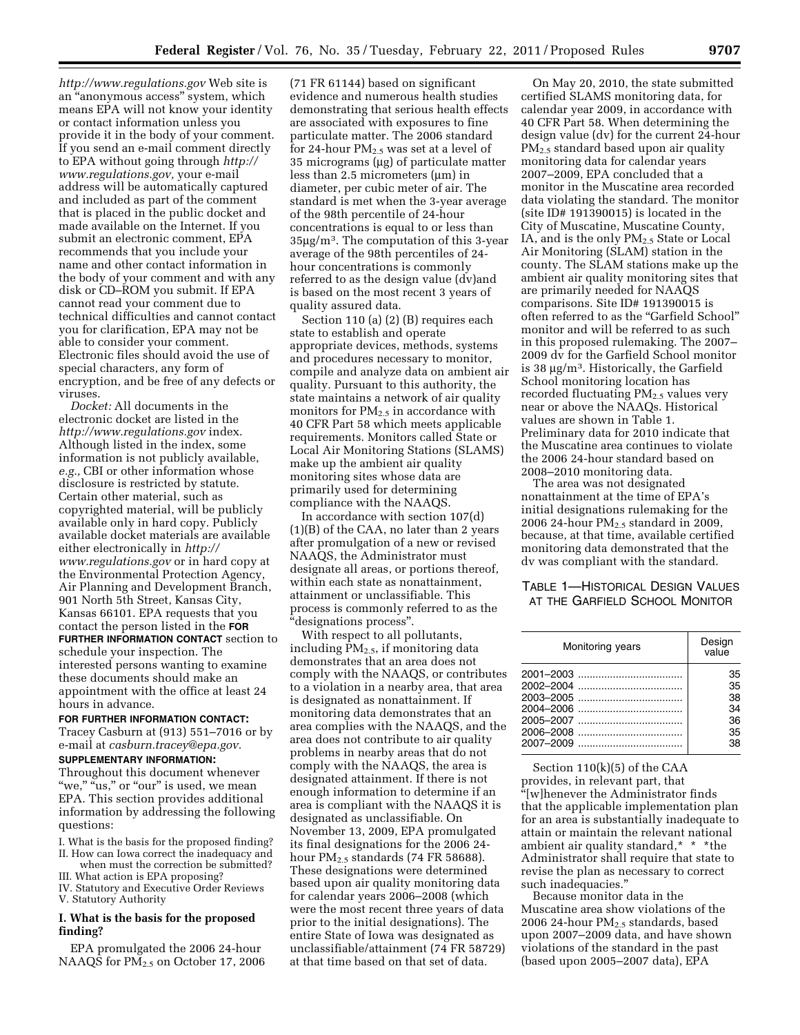*http://www.regulations.gov* Web site is an "anonymous access" system, which means EPA will not know your identity or contact information unless you provide it in the body of your comment. If you send an e-mail comment directly to EPA without going through *http://www.regulations.gov,* your e-mail address will be automatically captured and included as part of the comment that is placed in the public docket and made available on the Internet. If you submit an electronic comment, EPA recommends that you include your name and other contact information in the body of your comment and with any disk or CD–ROM you submit. If EPA cannot read your comment due to technical difficulties and cannot contact you for clarification, EPA may not be able to consider your comment. Electronic files should avoid the use of special characters, any form of encryption, and be free of any defects or viruses.

*Docket:* All documents in the electronic docket are listed in the *http://www.regulations.gov* index. Although listed in the index, some information is not publicly available, *e.g.,* CBI or other information whose disclosure is restricted by statute. Certain other material, such as copyrighted material, will be publicly available only in hard copy. Publicly available docket materials are available either electronically in *http://www.regulations.gov* or in hard copy at the Environmental Protection Agency, Air Planning and Development Branch, 901 North 5th Street, Kansas City, Kansas 66101. EPA requests that you contact the person listed in the **FOR FURTHER INFORMATION CONTACT** section to schedule your inspection. The interested persons wanting to examine these documents should make an appointment with the office at least 24 hours in advance.

**FOR FURTHER INFORMATION CONTACT:** Tracey Casburn at (913) 551–7016 or by e-mail at *casburn.tracey@epa.gov*.

**SUPPLEMENTARY INFORMATION:** Throughout this document whenever "we," "us," or "our" is used, we mean EPA. This section provides additional information by addressing the following questions:

I. What is the basis for the proposed finding?
II. How can Iowa correct the inadequacy and when must the correction be submitted?
III. What action is EPA proposing?
IV. Statutory and Executive Order Reviews
V. Statutory Authority

## I. What is the basis for the proposed finding?

EPA promulgated the 2006 24-hour NAAQS for $PM_{2.5}$ on October 17, 2006 (71 FR 61144) based on significant evidence and numerous health studies demonstrating that serious health effects are associated with exposures to fine particulate matter. The 2006 standard for 24-hour $PM_{2.5}$ was set at a level of 35 micrograms (μg) of particulate matter less than 2.5 micrometers (μm) in diameter, per cubic meter of air. The standard is met when the 3-year average of the 98th percentile of 24-hour concentrations is equal to or less than 35μg/m$^3$. The computation of this 3-year average of the 98th percentiles of 24-hour concentrations is commonly referred to as the design value (dv)and is based on the most recent 3 years of quality assured data.

Section 110 (a) (2) (B) requires each state to establish and operate appropriate devices, methods, systems and procedures necessary to monitor, compile and analyze data on ambient air quality. Pursuant to this authority, the state maintains a network of air quality monitors for $PM_{2.5}$ in accordance with 40 CFR Part 58 which meets applicable requirements. Monitors called State or Local Air Monitoring Stations (SLAMS) make up the ambient air quality monitoring sites whose data are primarily used for determining compliance with the NAAQS.

In accordance with section 107(d) (1)(B) of the CAA, no later than 2 years after promulgation of a new or revised NAAQS, the Administrator must designate all areas, or portions thereof, within each state as nonattainment, attainment or unclassifiable. This process is commonly referred to as the "designations process".

With respect to all pollutants, including $PM_{2.5}$, if monitoring data demonstrates that an area does not comply with the NAAQS, or contributes to a violation in a nearby area, that area is designated as nonattainment. If monitoring data demonstrates that an area complies with the NAAQS, and the area does not contribute to air quality problems in nearby areas that do not comply with the NAAQS, the area is designated attainment. If there is not enough information to determine if an area is compliant with the NAAQS it is designated as unclassifiable. On November 13, 2009, EPA promulgated its final designations for the 2006 24-hour $PM_{2.5}$ standards (74 FR 58688). These designations were determined based upon air quality monitoring data for calendar years 2006–2008 (which were the most recent three years of data prior to the initial designations). The entire State of Iowa was designated as unclassifiable/attainment (74 FR 58729) at that time based on that set of data.

On May 20, 2010, the state submitted certified SLAMS monitoring data, for calendar year 2009, in accordance with 40 CFR Part 58. When determining the design value (dv) for the current 24-hour $PM_{2.5}$ standard based upon air quality monitoring data for calendar years 2007–2009, EPA concluded that a monitor in the Muscatine area recorded data violating the standard. The monitor (site ID# 191390015) is located in the City of Muscatine, Muscatine County, IA, and is the only $PM_{2.5}$ State or Local Air Monitoring (SLAM) station in the county. The SLAM stations make up the ambient air quality monitoring sites that are primarily needed for NAAQS comparisons. Site ID# 191390015 is often referred to as the "Garfield School" monitor and will be referred to as such in this proposed rulemaking. The 2007–2009 dv for the Garfield School monitor is 38 μg/m$^3$. Historically, the Garfield School monitoring location has recorded fluctuating $PM_{2.5}$ values very near or above the NAAQs. Historical values are shown in Table 1. Preliminary data for 2010 indicate that the Muscatine area continues to violate the 2006 24-hour standard based on 2008–2010 monitoring data.

The area was not designated nonattainment at the time of EPA's initial designations rulemaking for the 2006 24-hour $PM_{2.5}$ standard in 2009, because, at that time, available certified monitoring data demonstrated that the dv was compliant with the standard.

TABLE 1—HISTORICAL DESIGN VALUES AT THE GARFIELD SCHOOL MONITOR

| Monitoring years | Design value |
|---|---|
| 2001–2003 | 35 |
| 2002–2004 | 35 |
| 2003–2005 | 38 |
| 2004–2006 | 34 |
| 2005–2007 | 36 |
| 2006–2008 | 35 |
| 2007–2009 | 38 |

Section 110(k)(5) of the CAA provides, in relevant part, that "[w]henever the Administrator finds that the applicable implementation plan for an area is substantially inadequate to attain or maintain the relevant national ambient air quality standard,* * *the Administrator shall require that state to revise the plan as necessary to correct such inadequacies."

Because monitor data in the Muscatine area show violations of the 2006 24-hour $PM_{2.5}$ standards, based upon 2007–2009 data, and have shown violations of the standard in the past (based upon 2005–2007 data), EPA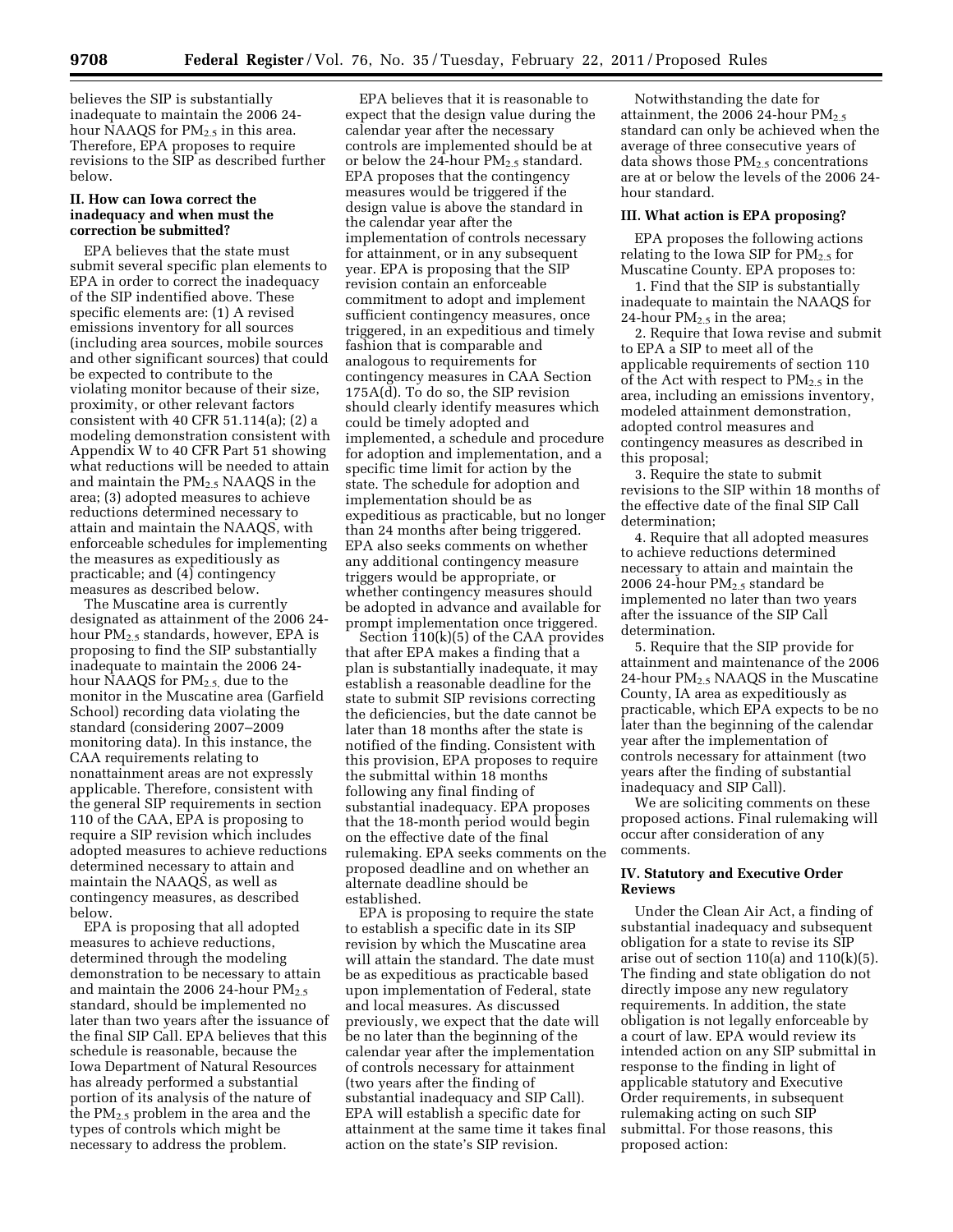believes the SIP is substantially inadequate to maintain the 2006 24-hour NAAQS for $PM_{2.5}$ in this area. Therefore, EPA proposes to require revisions to the SIP as described further below.

### II. How can Iowa correct the inadequacy and when must the correction be submitted?

EPA believes that the state must submit several specific plan elements to EPA in order to correct the inadequacy of the SIP indentified above. These specific elements are: (1) A revised emissions inventory for all sources (including area sources, mobile sources and other significant sources) that could be expected to contribute to the violating monitor because of their size, proximity, or other relevant factors consistent with 40 CFR 51.114(a); (2) a modeling demonstration consistent with Appendix W to 40 CFR Part 51 showing what reductions will be needed to attain and maintain the $PM_{2.5}$ NAAQS in the area; (3) adopted measures to achieve reductions determined necessary to attain and maintain the NAAQS, with enforceable schedules for implementing the measures as expeditiously as practicable; and (4) contingency measures as described below.

The Muscatine area is currently designated as attainment of the 2006 24-hour $PM_{2.5}$ standards, however, EPA is proposing to find the SIP substantially inadequate to maintain the 2006 24-hour NAAQS for $PM_{2.5}$, due to the monitor in the Muscatine area (Garfield School) recording data violating the standard (considering 2007–2009 monitoring data). In this instance, the CAA requirements relating to nonattainment areas are not expressly applicable. Therefore, consistent with the general SIP requirements in section 110 of the CAA, EPA is proposing to require a SIP revision which includes adopted measures to achieve reductions determined necessary to attain and maintain the NAAQS, as well as contingency measures, as described below.

EPA is proposing that all adopted measures to achieve reductions, determined through the modeling demonstration to be necessary to attain and maintain the 2006 24-hour $PM_{2.5}$ standard, should be implemented no later than two years after the issuance of the final SIP Call. EPA believes that this schedule is reasonable, because the Iowa Department of Natural Resources has already performed a substantial portion of its analysis of the nature of the $PM_{2.5}$ problem in the area and the types of controls which might be necessary to address the problem.

EPA believes that it is reasonable to expect that the design value during the calendar year after the necessary controls are implemented should be at or below the 24-hour $PM_{2.5}$ standard. EPA proposes that the contingency measures would be triggered if the design value is above the standard in the calendar year after the implementation of controls necessary for attainment, or in any subsequent year. EPA is proposing that the SIP revision contain an enforceable commitment to adopt and implement sufficient contingency measures, once triggered, in an expeditious and timely fashion that is comparable and analogous to requirements for contingency measures in CAA Section 175A(d). To do so, the SIP revision should clearly identify measures which could be timely adopted and implemented, a schedule and procedure for adoption and implementation, and a specific time limit for action by the state. The schedule for adoption and implementation should be as expeditious as practicable, but no longer than 24 months after being triggered. EPA also seeks comments on whether any additional contingency measure triggers would be appropriate, or whether contingency measures should be adopted in advance and available for prompt implementation once triggered.

Section 110(k)(5) of the CAA provides that after EPA makes a finding that a plan is substantially inadequate, it may establish a reasonable deadline for the state to submit SIP revisions correcting the deficiencies, but the date cannot be later than 18 months after the state is notified of the finding. Consistent with this provision, EPA proposes to require the submittal within 18 months following any final finding of substantial inadequacy. EPA proposes that the 18-month period would begin on the effective date of the final rulemaking. EPA seeks comments on the proposed deadline and on whether an alternate deadline should be established.

EPA is proposing to require the state to establish a specific date in its SIP revision by which the Muscatine area will attain the standard. The date must be as expeditious as practicable based upon implementation of Federal, state and local measures. As discussed previously, we expect that the date will be no later than the beginning of the calendar year after the implementation of controls necessary for attainment (two years after the finding of substantial inadequacy and SIP Call). EPA will establish a specific date for attainment at the same time it takes final action on the state's SIP revision.

Notwithstanding the date for attainment, the 2006 24-hour $PM_{2.5}$ standard can only be achieved when the average of three consecutive years of data shows those $PM_{2.5}$ concentrations are at or below the levels of the 2006 24-hour standard.

### III. What action is EPA proposing?

EPA proposes the following actions relating to the Iowa SIP for $PM_{2.5}$ for Muscatine County. EPA proposes to:

1. Find that the SIP is substantially inadequate to maintain the NAAQS for 24-hour $PM_{2.5}$ in the area;
2. Require that Iowa revise and submit to EPA a SIP to meet all of the applicable requirements of section 110 of the Act with respect to $PM_{2.5}$ in the area, including an emissions inventory, modeled attainment demonstration, adopted control measures and contingency measures as described in this proposal;
3. Require the state to submit revisions to the SIP within 18 months of the effective date of the final SIP Call determination;
4. Require that all adopted measures to achieve reductions determined necessary to attain and maintain the 2006 24-hour $PM_{2.5}$ standard be implemented no later than two years after the issuance of the SIP Call determination.
5. Require that the SIP provide for attainment and maintenance of the 2006 24-hour $PM_{2.5}$ NAAQS in the Muscatine County, IA area as expeditiously as practicable, which EPA expects to be no later than the beginning of the calendar year after the implementation of controls necessary for attainment (two years after the finding of substantial inadequacy and SIP Call).

We are soliciting comments on these proposed actions. Final rulemaking will occur after consideration of any comments.

### IV. Statutory and Executive Order Reviews

Under the Clean Air Act, a finding of substantial inadequacy and subsequent obligation for a state to revise its SIP arise out of section 110(a) and 110(k)(5). The finding and state obligation do not directly impose any new regulatory requirements. In addition, the state obligation is not legally enforceable by a court of law. EPA would review its intended action on any SIP submittal in response to the finding in light of applicable statutory and Executive Order requirements, in subsequent rulemaking acting on such SIP submittal. For those reasons, this proposed action: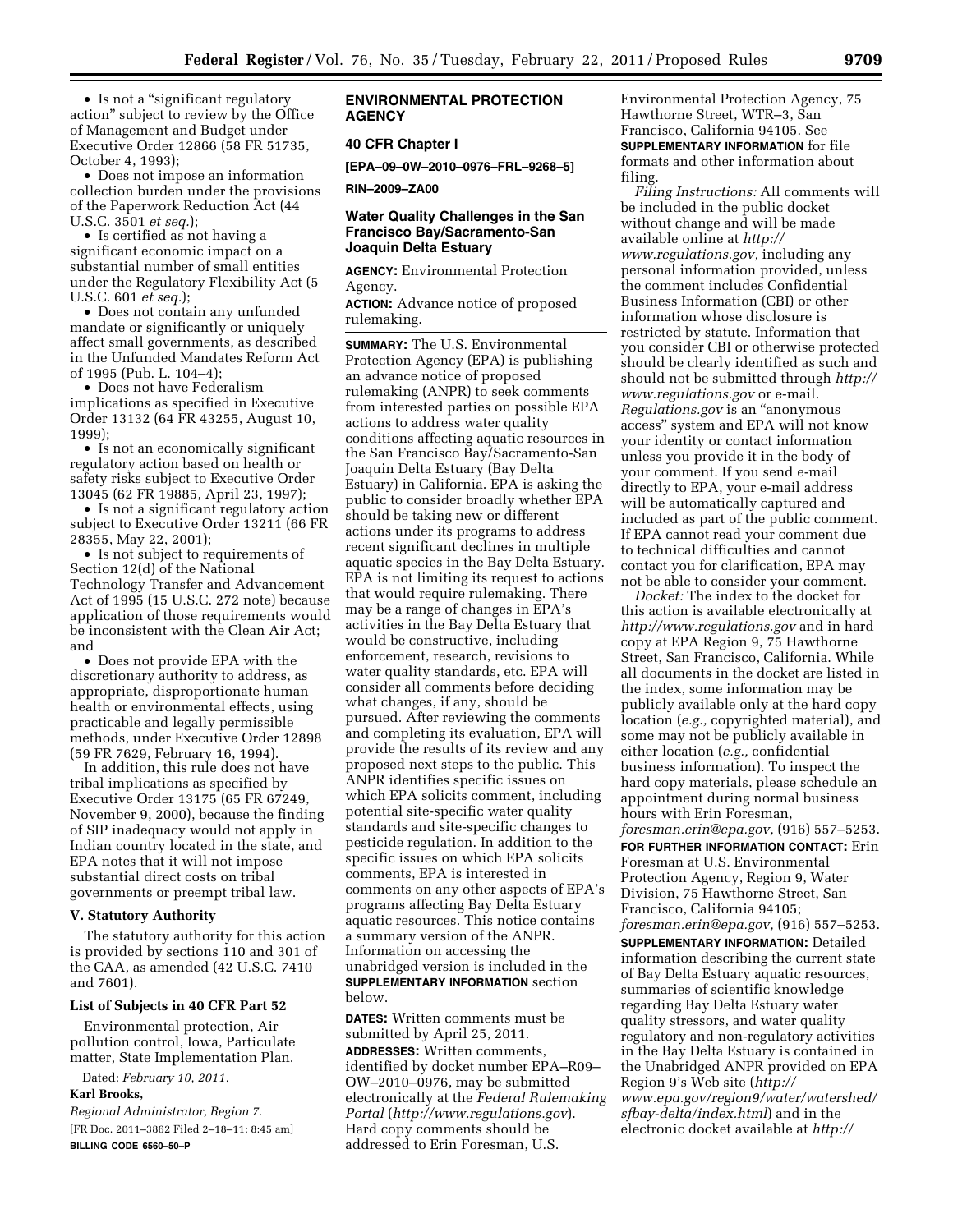- Is not a "significant regulatory action" subject to review by the Office of Management and Budget under Executive Order 12866 (58 FR 51735, October 4, 1993);
- Does not impose an information collection burden under the provisions of the Paperwork Reduction Act (44 U.S.C. 3501 *et seq.*);
- Is certified as not having a significant economic impact on a substantial number of small entities under the Regulatory Flexibility Act (5 U.S.C. 601 *et seq.*);
- Does not contain any unfunded mandate or significantly or uniquely affect small governments, as described in the Unfunded Mandates Reform Act of 1995 (Pub. L. 104–4);
- Does not have Federalism implications as specified in Executive Order 13132 (64 FR 43255, August 10, 1999);
- Is not an economically significant regulatory action based on health or safety risks subject to Executive Order 13045 (62 FR 19885, April 23, 1997);
- Is not a significant regulatory action subject to Executive Order 13211 (66 FR 28355, May 22, 2001);
- Is not subject to requirements of Section 12(d) of the National Technology Transfer and Advancement Act of 1995 (15 U.S.C. 272 note) because application of those requirements would be inconsistent with the Clean Air Act; and
- Does not provide EPA with the discretionary authority to address, as appropriate, disproportionate human health or environmental effects, using practicable and legally permissible methods, under Executive Order 12898 (59 FR 7629, February 16, 1994).

In addition, this rule does not have tribal implications as specified by Executive Order 13175 (65 FR 67249, November 9, 2000), because the finding of SIP inadequacy would not apply in Indian country located in the state, and EPA notes that it will not impose substantial direct costs on tribal governments or preempt tribal law.

### V. Statutory Authority

The statutory authority for this action is provided by sections 110 and 301 of the CAA, as amended (42 U.S.C. 7410 and 7601).

### List of Subjects in 40 CFR Part 52

Environmental protection, Air pollution control, Iowa, Particulate matter, State Implementation Plan.

Dated: *February 10, 2011.*

**Karl Brooks,**

*Regional Administrator, Region 7.*

[FR Doc. 2011–3862 Filed 2–18–11; 8:45 am]

**BILLING CODE 6560–50–P**

## ENVIRONMENTAL PROTECTION AGENCY

### 40 CFR Chapter I

**[EPA–09–0W–2010–0976–FRL–9268–5]**

**RIN–2009–ZA00**

### Water Quality Challenges in the San Francisco Bay/Sacramento-San Joaquin Delta Estuary

**AGENCY:** Environmental Protection Agency.

**ACTION:** Advance notice of proposed rulemaking.

**SUMMARY:** The U.S. Environmental Protection Agency (EPA) is publishing an advance notice of proposed rulemaking (ANPR) to seek comments from interested parties on possible EPA actions to address water quality conditions affecting aquatic resources in the San Francisco Bay/Sacramento-San Joaquin Delta Estuary (Bay Delta Estuary) in California. EPA is asking the public to consider broadly whether EPA should be taking new or different actions under its programs to address recent significant declines in multiple aquatic species in the Bay Delta Estuary. EPA is not limiting its request to actions that would require rulemaking. There may be a range of changes in EPA's activities in the Bay Delta Estuary that would be constructive, including enforcement, research, revisions to water quality standards, etc. EPA will consider all comments before deciding what changes, if any, should be pursued. After reviewing the comments and completing its evaluation, EPA will provide the results of its review and any proposed next steps to the public. This ANPR identifies specific issues on which EPA solicits comment, including potential site-specific water quality standards and site-specific changes to pesticide regulation. In addition to the specific issues on which EPA solicits comments, EPA is interested in comments on any other aspects of EPA's programs affecting Bay Delta Estuary aquatic resources. This notice contains a summary version of the ANPR. Information on accessing the unabridged version is included in the **SUPPLEMENTARY INFORMATION** section below.

**DATES:** Written comments must be submitted by April 25, 2011.

**ADDRESSES:** Written comments, identified by docket number EPA–R09–OW–2010–0976, may be submitted electronically at the *Federal Rulemaking Portal* (*http://www.regulations.gov*). Hard copy comments should be addressed to Erin Foresman, U.S. Environmental Protection Agency, 75 Hawthorne Street, WTR–3, San Francisco, California 94105. See **SUPPLEMENTARY INFORMATION** for file formats and other information about filing.

*Filing Instructions:* All comments will be included in the public docket without change and will be made available online at *http://www.regulations.gov,* including any personal information provided, unless the comment includes Confidential Business Information (CBI) or other information whose disclosure is restricted by statute. Information that you consider CBI or otherwise protected should be clearly identified as such and should not be submitted through *http://www.regulations.gov* or e-mail. *Regulations.gov* is an "anonymous access" system and EPA will not know your identity or contact information unless you provide it in the body of your comment. If you send e-mail directly to EPA, your e-mail address will be automatically captured and included as part of the public comment. If EPA cannot read your comment due to technical difficulties and cannot contact you for clarification, EPA may not be able to consider your comment.

*Docket:* The index to the docket for this action is available electronically at *http://www.regulations.gov* and in hard copy at EPA Region 9, 75 Hawthorne Street, San Francisco, California. While all documents in the docket are listed in the index, some information may be publicly available only at the hard copy location (*e.g.,* copyrighted material), and some may not be publicly available in either location (*e.g.,* confidential business information). To inspect the hard copy materials, please schedule an appointment during normal business hours with Erin Foresman, *foresman.erin@epa.gov,* (916) 557–5253.

**FOR FURTHER INFORMATION CONTACT:** Erin Foresman at U.S. Environmental Protection Agency, Region 9, Water Division, 75 Hawthorne Street, San Francisco, California 94105; *foresman.erin@epa.gov,* (916) 557–5253.

**SUPPLEMENTARY INFORMATION:** Detailed information describing the current state of Bay Delta Estuary aquatic resources, summaries of scientific knowledge regarding Bay Delta Estuary water quality stressors, and water quality regulatory and non-regulatory activities in the Bay Delta Estuary is contained in the Unabridged ANPR provided on EPA Region 9's Web site (*http://www.epa.gov/region9/water/watershed/sfbay-delta/index.html*) and in the electronic docket available at *http://*